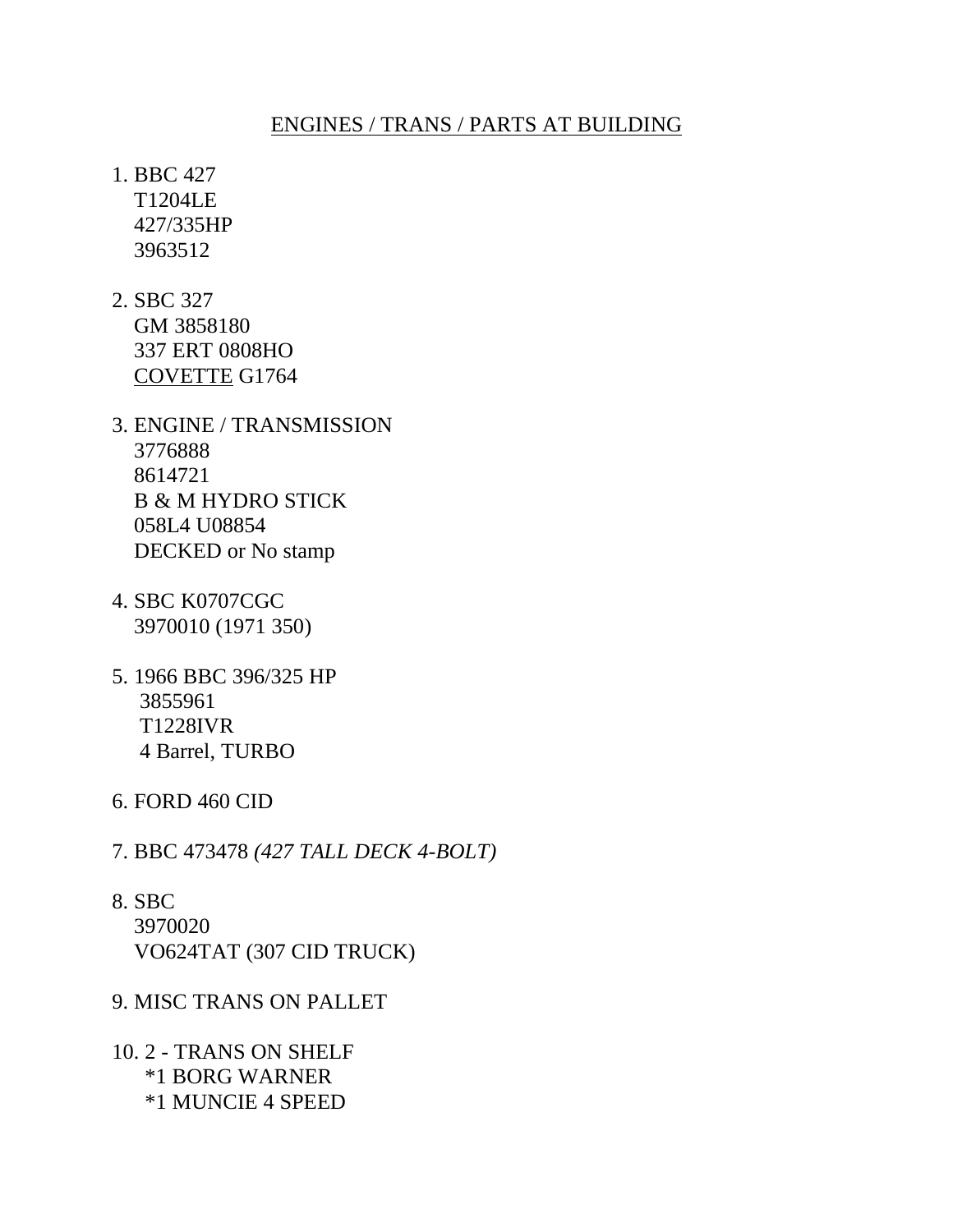<u>ENGINES / TRANS / PARTS AT BUILDING</u>

1. BBC 427
   T1204LE
   427/335HP
   3963512

2. SBC 327
   GM 3858180
   337 ERT 0808HO
   <u>COVETTE</u> G1764

3. ENGINE / TRANSMISSION
   3776888
   8614721
   B & M HYDRO STICK
   058L4 U08854
   DECKED or No stamp

4. SBC K0707CGC
   3970010 (1971 350)

5. 1966 BBC 396/325 HP
   3855961
   T1228IVR
   4 Barrel, TURBO

6. FORD 460 CID

7. BBC 473478 *(427 TALL DECK 4-BOLT)*

8. SBC
   3970020
   VO624TAT (307 CID TRUCK)

9. MISC TRANS ON PALLET

10. 2 - TRANS ON SHELF
    *1 BORG WARNER
    *1 MUNCIE 4 SPEED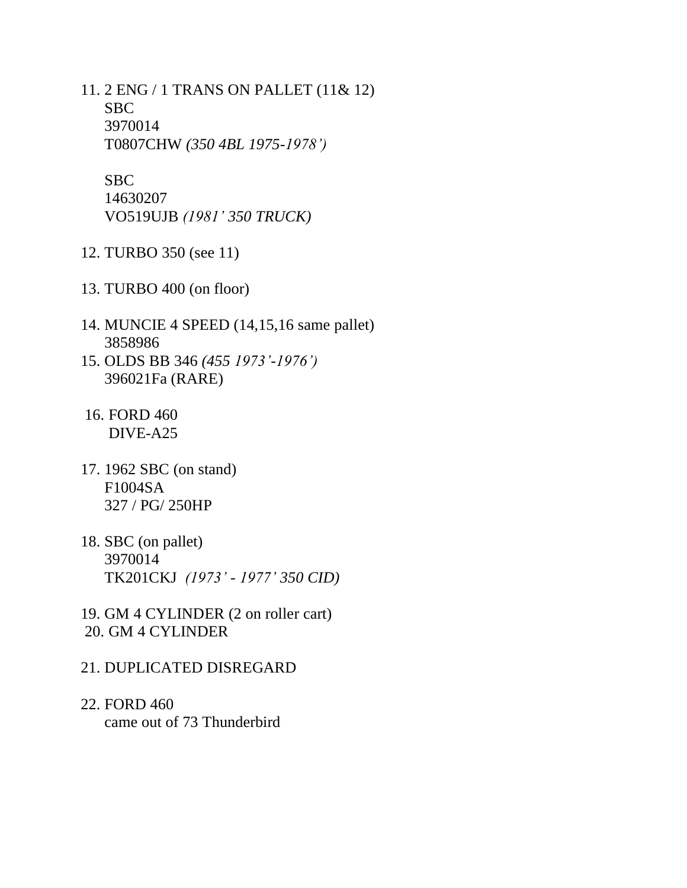11. 2 ENG / 1 TRANS ON PALLET (11& 12)
    SBC
    3970014
    T0807CHW *(350 4BL 1975-1978')*

    SBC
    14630207
    VO519UJB *(1981' 350 TRUCK)*

12. TURBO 350 (see 11)

13. TURBO 400 (on floor)

14. MUNCIE 4 SPEED (14,15,16 same pallet)
    3858986
15. OLDS BB 346 *(455 1973'-1976')*
    396021Fa (RARE)

16. FORD 460
    DIVE-A25

17. 1962 SBC (on stand)
    F1004SA
    327 / PG/ 250HP

18. SBC (on pallet)
    3970014
    TK201CKJ *(1973' - 1977' 350 CID)*

19. GM 4 CYLINDER (2 on roller cart)
20. GM 4 CYLINDER

21. DUPLICATED DISREGARD

22. FORD 460
    came out of 73 Thunderbird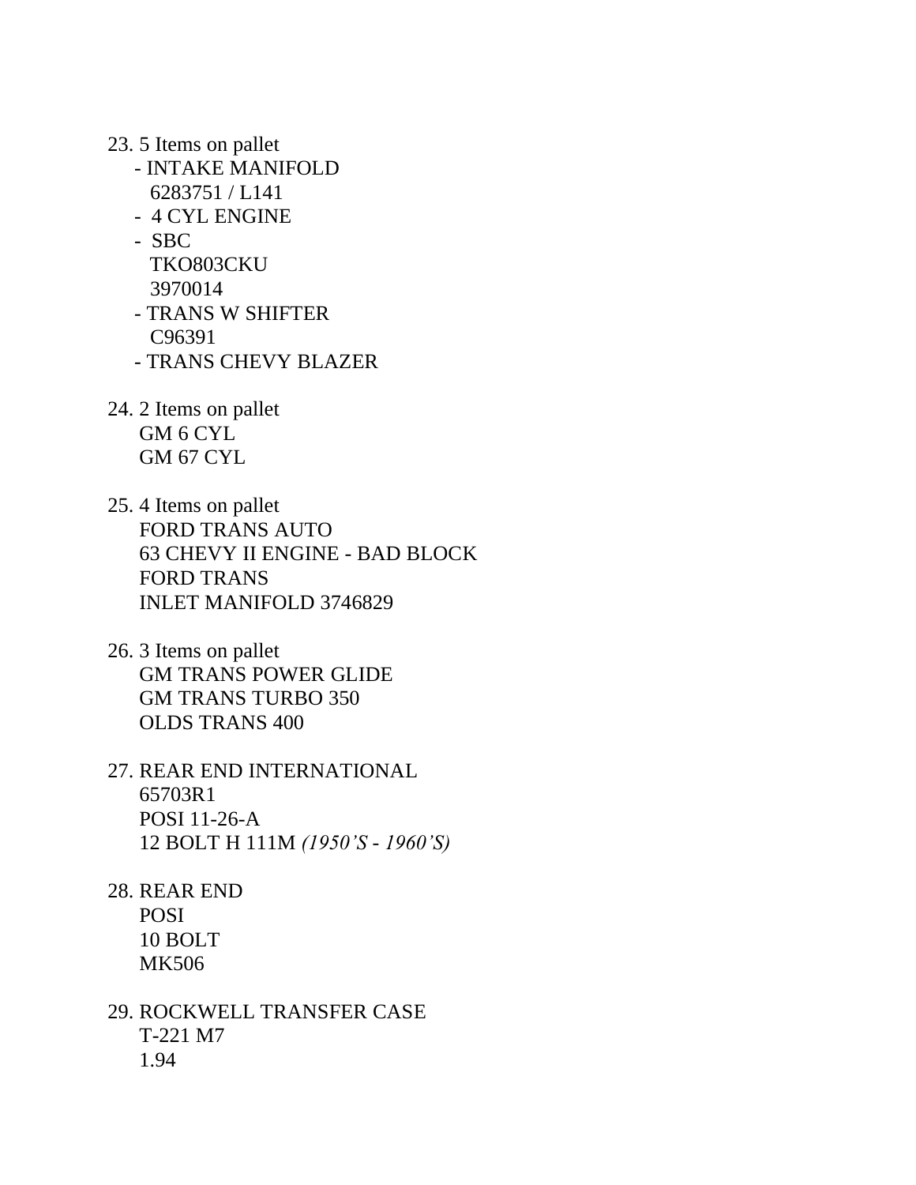23. 5 Items on pallet
    - INTAKE MANIFOLD
      6283751 / L141
    - 4 CYL ENGINE
    - SBC
      TKO803CKU
      3970014
    - TRANS W SHIFTER
      C96391
    - TRANS CHEVY BLAZER

24. 2 Items on pallet
    GM 6 CYL
    GM 67 CYL

25. 4 Items on pallet
    FORD TRANS AUTO
    63 CHEVY II ENGINE - BAD BLOCK
    FORD TRANS
    INLET MANIFOLD 3746829

26. 3 Items on pallet
    GM TRANS POWER GLIDE
    GM TRANS TURBO 350
    OLDS TRANS 400

27. REAR END INTERNATIONAL
    65703R1
    POSI 11-26-A
    12 BOLT H 111M *(1950'S - 1960'S)*

28. REAR END
    POSI
    10 BOLT
    MK506

29. ROCKWELL TRANSFER CASE
    T-221 M7
    1.94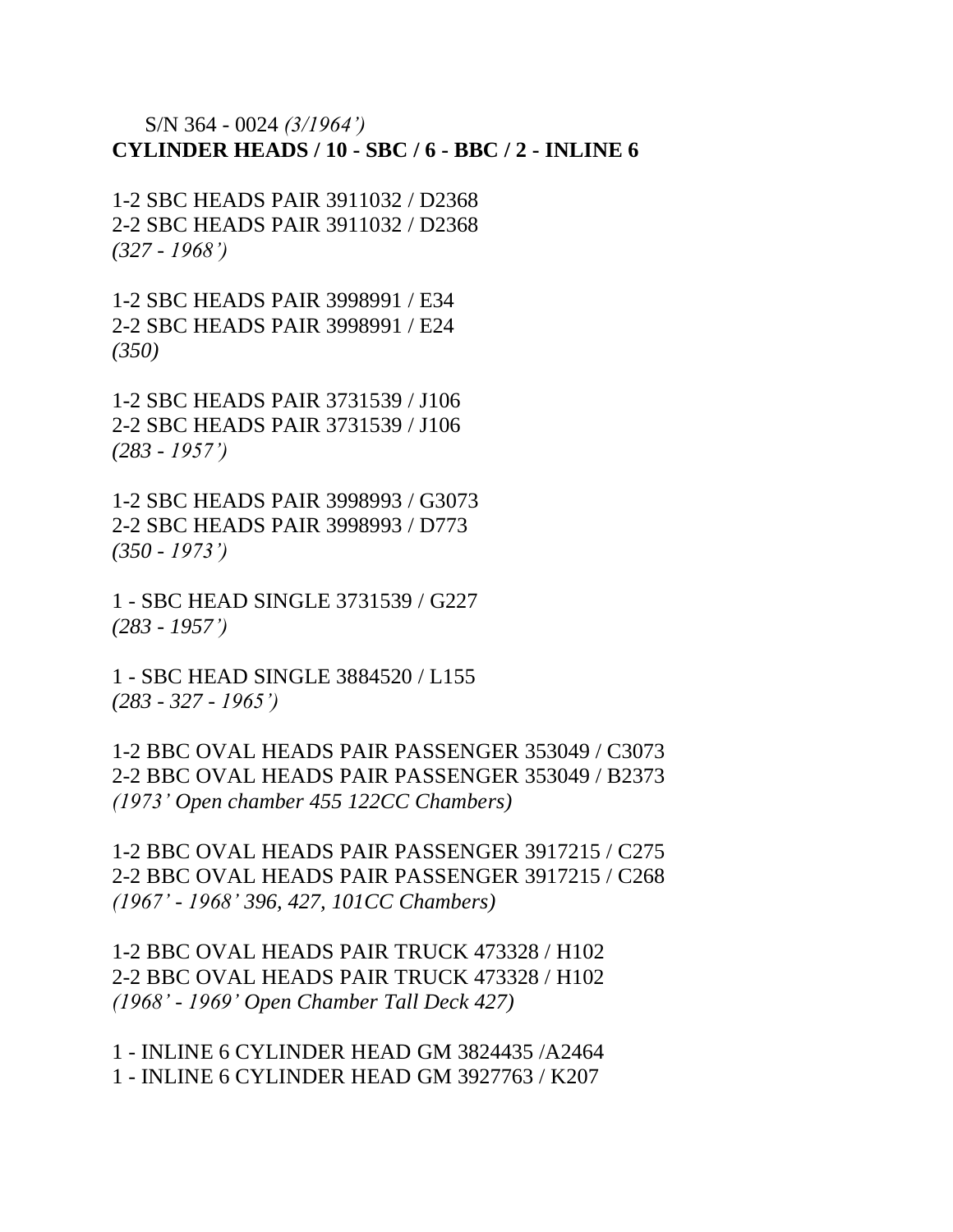S/N 364 - 0024 *(3/1964')*

**CYLINDER HEADS / 10 - SBC / 6 - BBC / 2 - INLINE 6**

1-2 SBC HEADS PAIR 3911032 / D2368
2-2 SBC HEADS PAIR 3911032 / D2368
*(327 - 1968')*

1-2 SBC HEADS PAIR 3998991 / E34
2-2 SBC HEADS PAIR 3998991 / E24
*(350)*

1-2 SBC HEADS PAIR 3731539 / J106
2-2 SBC HEADS PAIR 3731539 / J106
*(283 - 1957')*

1-2 SBC HEADS PAIR 3998993 / G3073
2-2 SBC HEADS PAIR 3998993 / D773
*(350 - 1973')*

1 - SBC HEAD SINGLE 3731539 / G227
*(283 - 1957')*

1 - SBC HEAD SINGLE 3884520 / L155
*(283 - 327 - 1965')*

1-2 BBC OVAL HEADS PAIR PASSENGER 353049 / C3073
2-2 BBC OVAL HEADS PAIR PASSENGER 353049 / B2373
*(1973' Open chamber 455 122CC Chambers)*

1-2 BBC OVAL HEADS PAIR PASSENGER 3917215 / C275
2-2 BBC OVAL HEADS PAIR PASSENGER 3917215 / C268
*(1967' - 1968' 396, 427, 101CC Chambers)*

1-2 BBC OVAL HEADS PAIR TRUCK 473328 / H102
2-2 BBC OVAL HEADS PAIR TRUCK 473328 / H102
*(1968' - 1969' Open Chamber Tall Deck 427)*

1 - INLINE 6 CYLINDER HEAD GM 3824435 /A2464
1 - INLINE 6 CYLINDER HEAD GM 3927763 / K207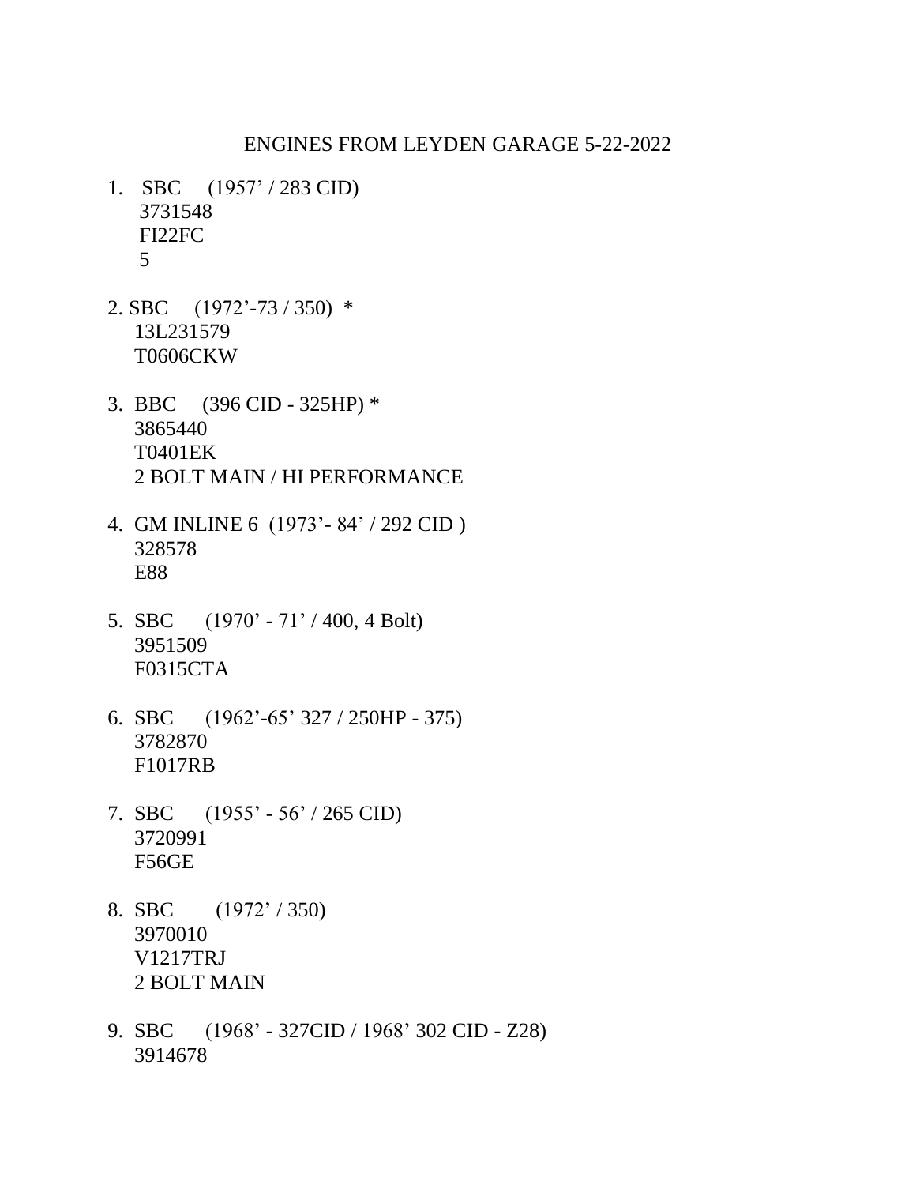ENGINES FROM LEYDEN GARAGE 5-22-2022

1. SBC (1957' / 283 CID)
   3731548
   FI22FC
   5

2. SBC (1972'-73 / 350) *
   13L231579
   T0606CKW

3. BBC (396 CID - 325HP) *
   3865440
   T0401EK
   2 BOLT MAIN / HI PERFORMANCE

4. GM INLINE 6 (1973'- 84' / 292 CID )
   328578
   E88

5. SBC (1970' - 71' / 400, 4 Bolt)
   3951509
   F0315CTA

6. SBC (1962'-65' 327 / 250HP - 375)
   3782870
   F1017RB

7. SBC (1955' - 56' / 265 CID)
   3720991
   F56GE

8. SBC (1972' / 350)
   3970010
   V1217TRJ
   2 BOLT MAIN

9. SBC (1968' - 327CID / 1968' <u>302 CID - Z28</u>)
   3914678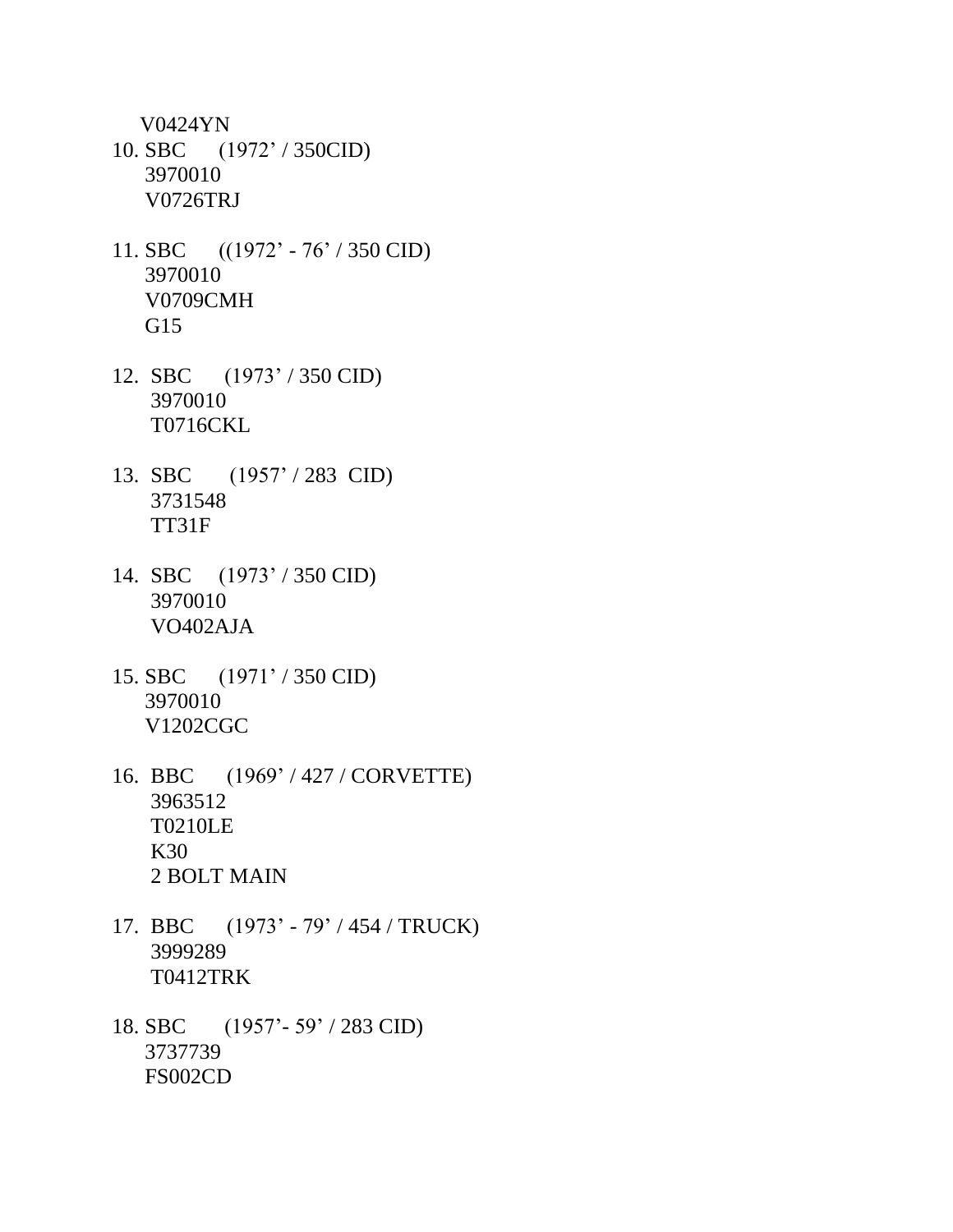V0424YN

10. SBC (1972’ / 350CID)
    3970010
    V0726TRJ

11. SBC ((1972’ - 76’ / 350 CID)
    3970010
    V0709CMH
    G15

12. SBC (1973’ / 350 CID)
    3970010
    T0716CKL

13. SBC (1957’ / 283 CID)
    3731548
    TT31F

14. SBC (1973’ / 350 CID)
    3970010
    VO402AJA

15. SBC (1971’ / 350 CID)
    3970010
    V1202CGC

16. BBC (1969’ / 427 / CORVETTE)
    3963512
    T0210LE
    K30
    2 BOLT MAIN

17. BBC (1973’ - 79’ / 454 / TRUCK)
    3999289
    T0412TRK

18. SBC (1957’- 59’ / 283 CID)
    3737739
    FS002CD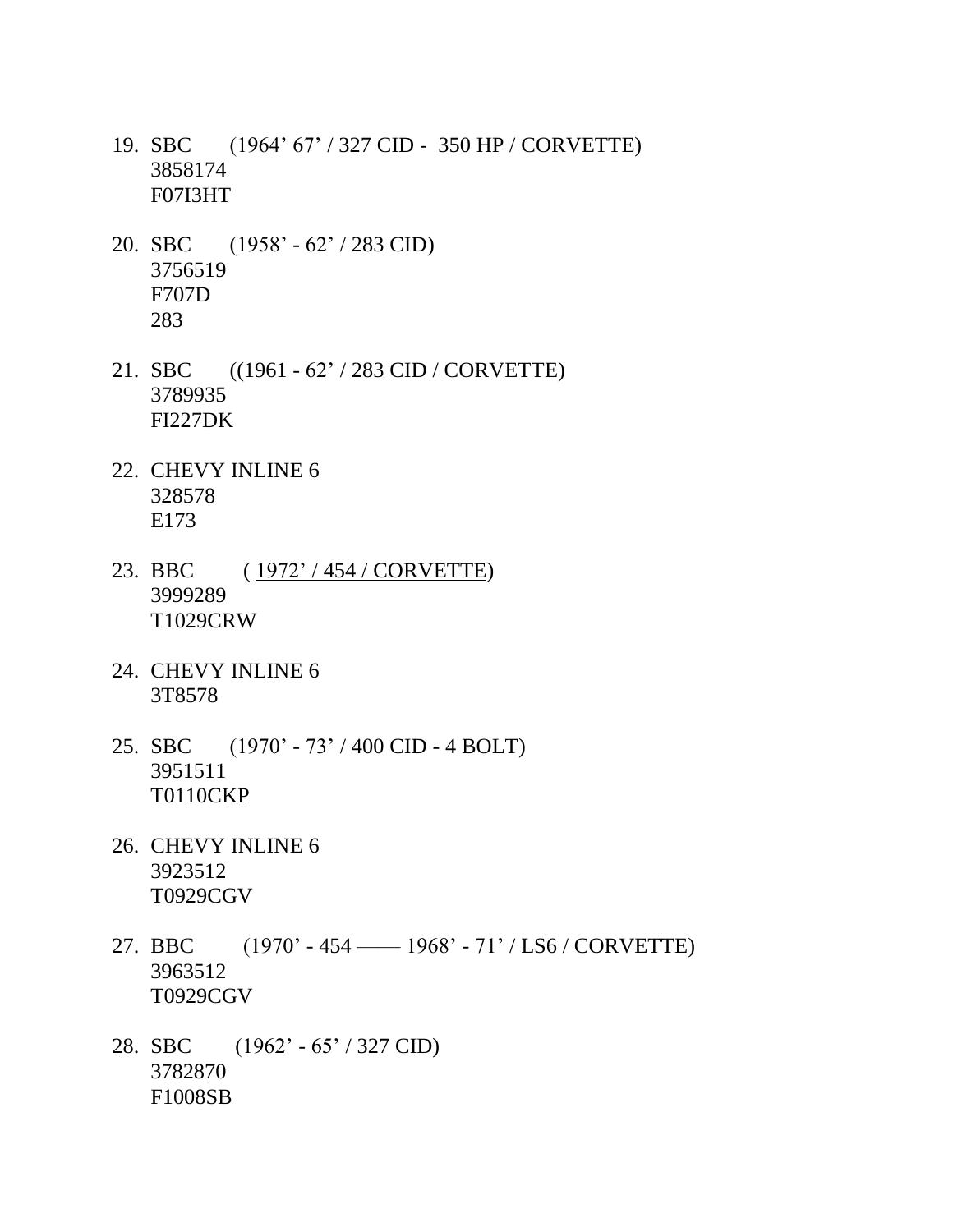19. SBC (1964’ 67’ / 327 CID - 350 HP / CORVETTE)
    3858174
    F07I3HT

20. SBC (1958’ - 62’ / 283 CID)
    3756519
    F707D
    283

21. SBC ((1961 - 62’ / 283 CID / CORVETTE)
    3789935
    FI227DK

22. CHEVY INLINE 6
    328578
    E173

23. BBC ( <u>1972’ / 454 / CORVETTE</u>)
    3999289
    T1029CRW

24. CHEVY INLINE 6
    3T8578

25. SBC (1970’ - 73’ / 400 CID - 4 BOLT)
    3951511
    T0110CKP

26. CHEVY INLINE 6
    3923512
    T0929CGV

27. BBC (1970’ - 454 —— 1968’ - 71’ / LS6 / CORVETTE)
    3963512
    T0929CGV

28. SBC (1962’ - 65’ / 327 CID)
    3782870
    F1008SB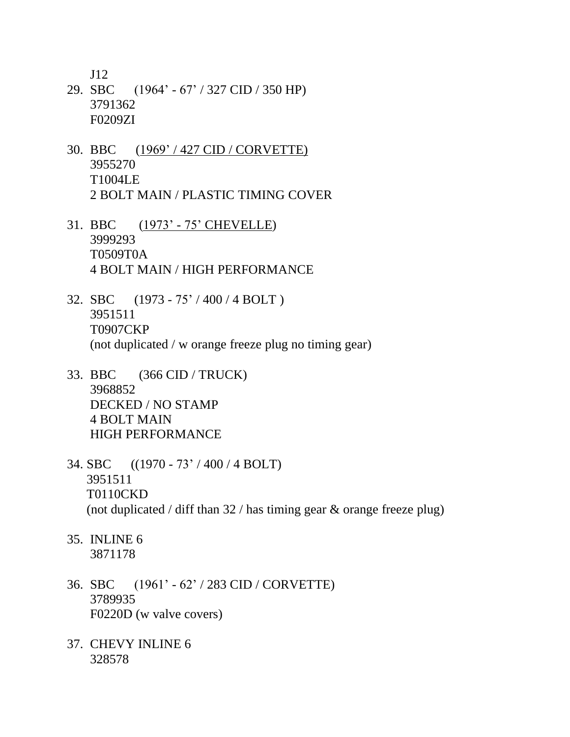J12

29. SBC (1964' - 67' / 327 CID / 350 HP)
    3791362
    F0209ZI

30. BBC <u>(1969' / 427 CID / CORVETTE)</u>
    3955270
    T1004LE
    2 BOLT MAIN / PLASTIC TIMING COVER

31. BBC <u>(1973' - 75' CHEVELLE</u>)
    3999293
    T0509T0A
    4 BOLT MAIN / HIGH PERFORMANCE

32. SBC (1973 - 75' / 400 / 4 BOLT )
    3951511
    T0907CKP
    (not duplicated / w orange freeze plug no timing gear)

33. BBC (366 CID / TRUCK)
    3968852
    DECKED / NO STAMP
    4 BOLT MAIN
    HIGH PERFORMANCE

34. SBC ((1970 - 73' / 400 / 4 BOLT)
    3951511
    T0110CKD
    (not duplicated / diff than 32 / has timing gear & orange freeze plug)

35. INLINE 6
    3871178

36. SBC (1961' - 62' / 283 CID / CORVETTE)
    3789935
    F0220D (w valve covers)

37. CHEVY INLINE 6
    328578